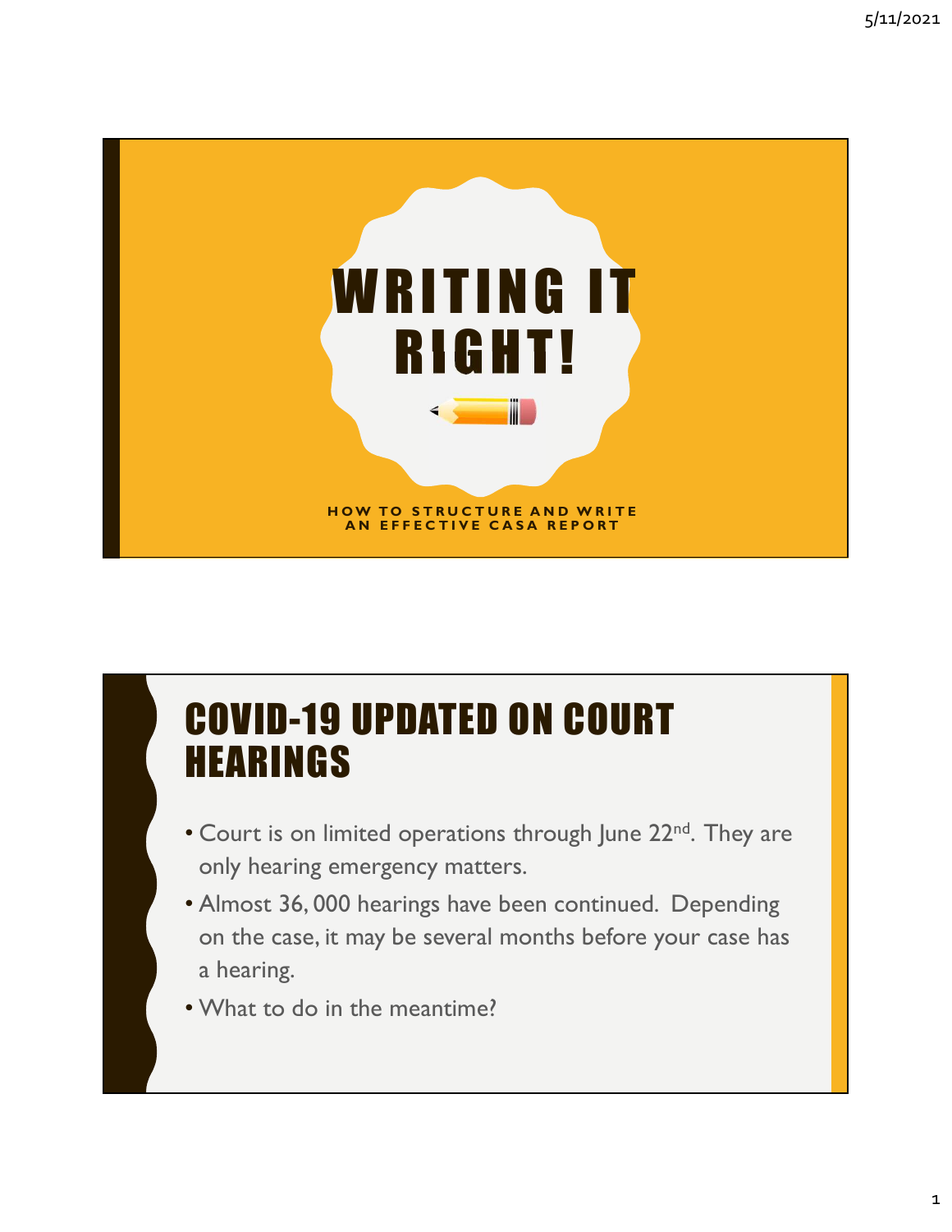# WRITING IT RIGHT!

HOW TO STRUCTURE AND WRITE AN EFFECTIVE CASA REPORT

## COVID-19 UPDATED ON COURT HEARINGS

- Court is on limited operations through June 22nd. They are only hearing emergency matters.
- Almost 36, 000 hearings have been continued. Depending on the case, it may be several months before your case has a hearing.
- What to do in the meantime?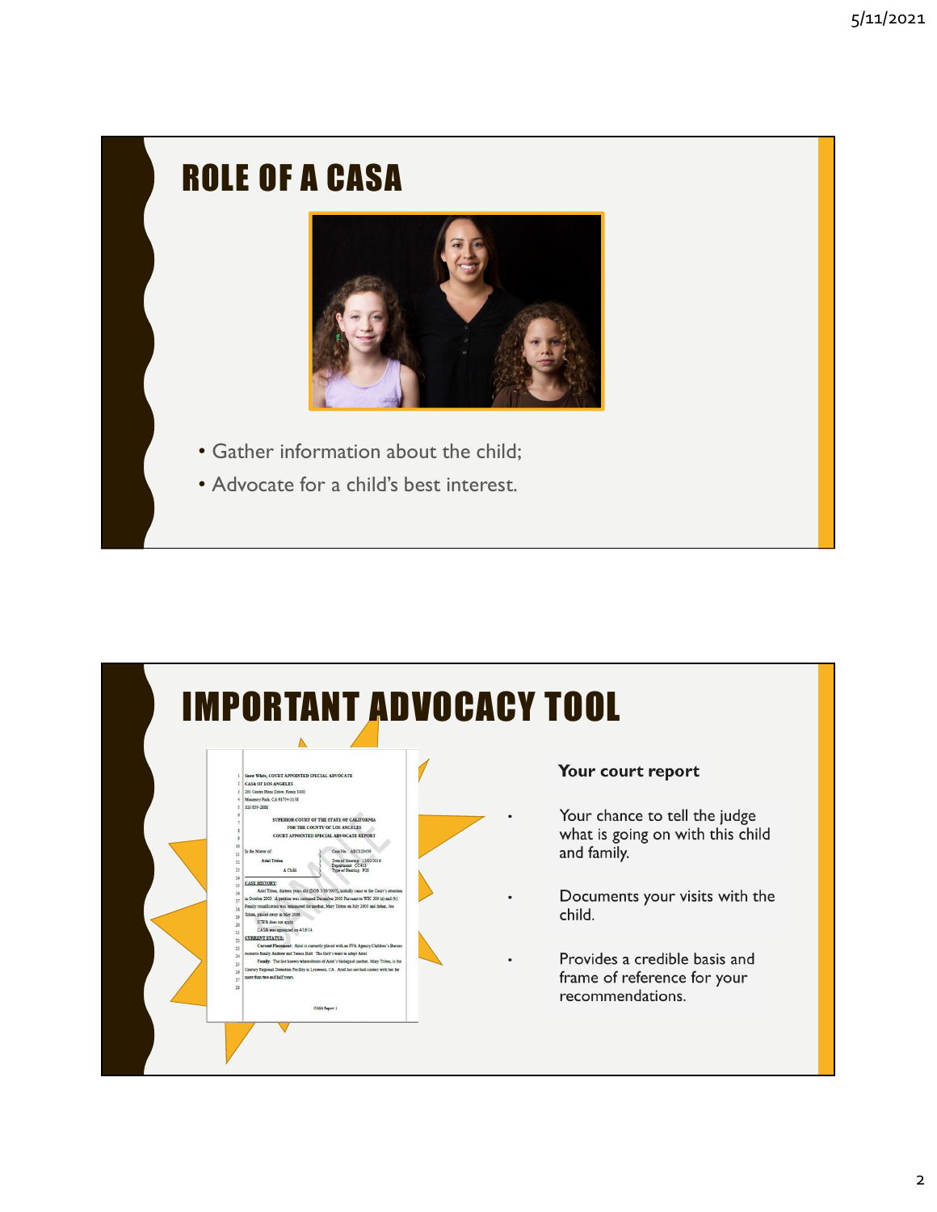# ROLE OF A CASA

- Gather information about the child;
- Advocate for a child's best interest.

# IMPORTANT ADVOCACY TOOL

**Your court report**

- Your chance to tell the judge what is going on with this child and family.
- Documents your visits with the child.
- Provides a credible basis and frame of reference for your recommendations.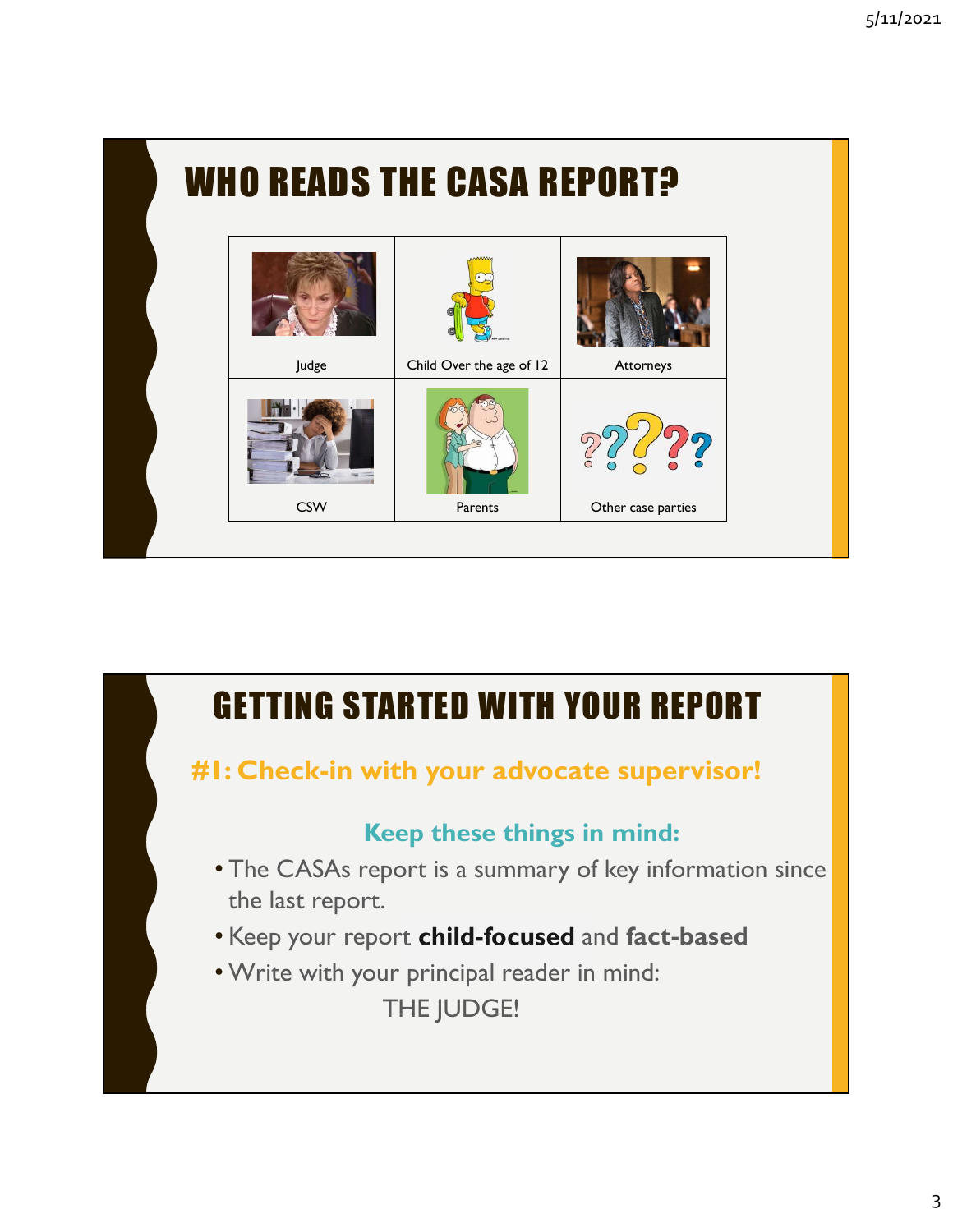# WHO READS THE CASA REPORT?

| | | |
|---|---|---|
| Judge | Child Over the age of 12 | Attorneys |
| CSW | Parents | Other case parties |

# GETTING STARTED WITH YOUR REPORT

## #1: Check-in with your advocate supervisor!

### Keep these things in mind:

- The CASAs report is a summary of key information since the last report.
- Keep your report **child-focused** and **fact-based**
- Write with your principal reader in mind:

  THE JUDGE!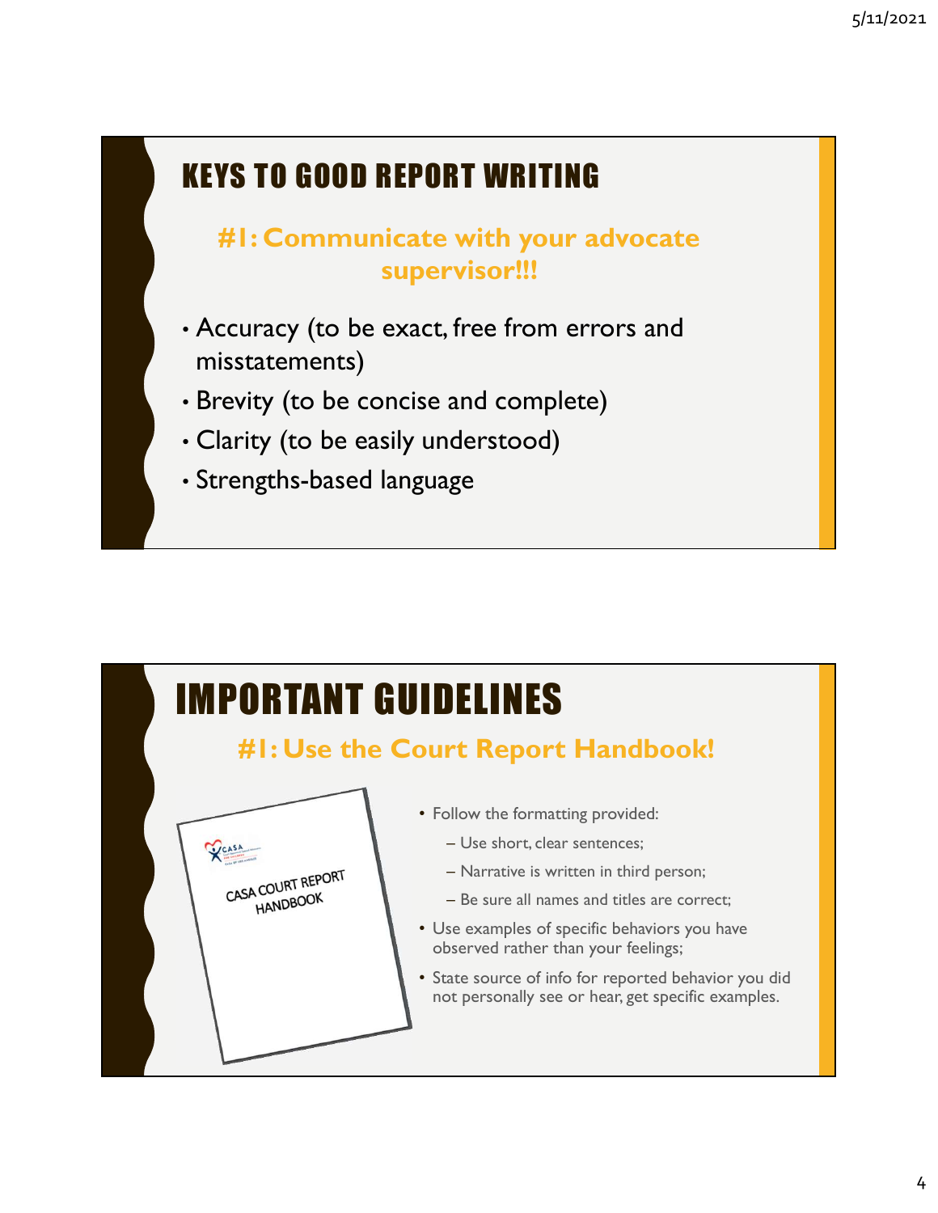# KEYS TO GOOD REPORT WRITING

### #1: Communicate with your advocate supervisor!!!

- Accuracy (to be exact, free from errors and misstatements)
- Brevity (to be concise and complete)
- Clarity (to be easily understood)
- Strengths-based language

# IMPORTANT GUIDELINES

### #1: Use the Court Report Handbook!

CASA COURT REPORT HANDBOOK

- Follow the formatting provided:
  - Use short, clear sentences;
  - Narrative is written in third person;
  - Be sure all names and titles are correct;
- Use examples of specific behaviors you have observed rather than your feelings;
- State source of info for reported behavior you did not personally see or hear, get specific examples.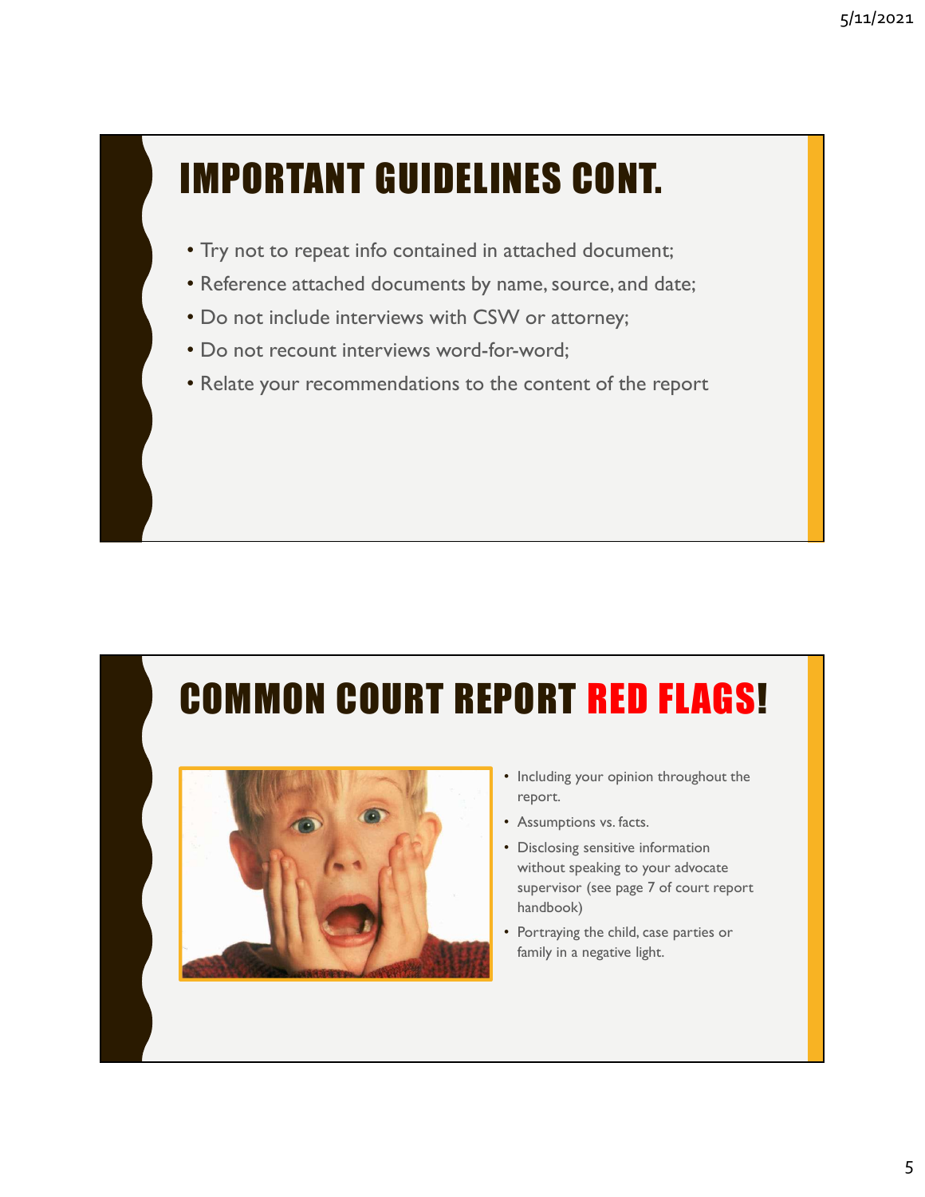# IMPORTANT GUIDELINES CONT.

- Try not to repeat info contained in attached document;
- Reference attached documents by name, source, and date;
- Do not include interviews with CSW or attorney;
- Do not recount interviews word-for-word;
- Relate your recommendations to the content of the report

# COMMON COURT REPORT RED FLAGS!

- Including your opinion throughout the report.
- Assumptions vs. facts.
- Disclosing sensitive information without speaking to your advocate supervisor (see page 7 of court report handbook)
- Portraying the child, case parties or family in a negative light.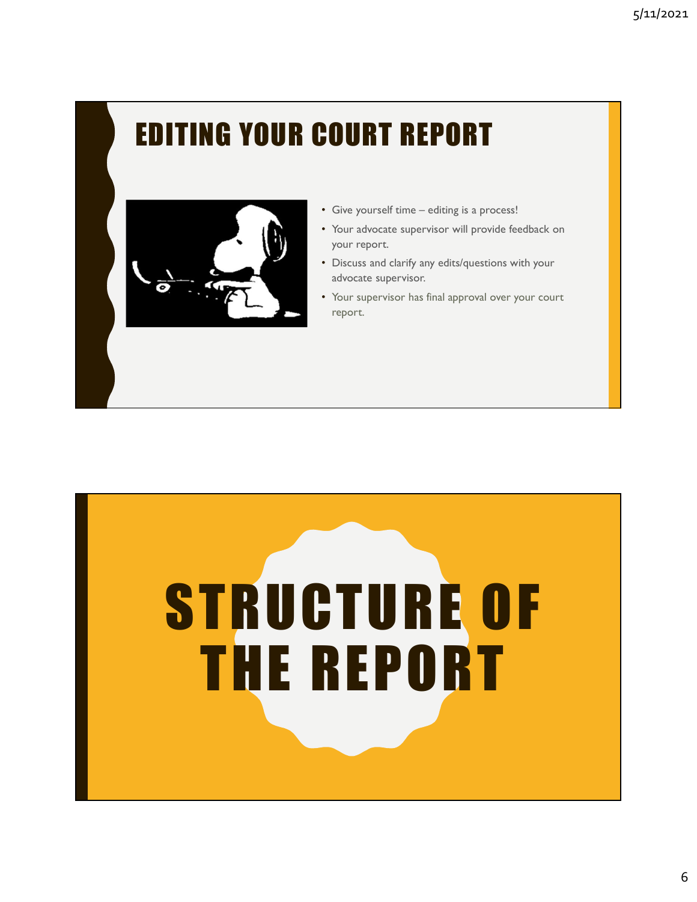# EDITING YOUR COURT REPORT

- Give yourself time – editing is a process!
- Your advocate supervisor will provide feedback on your report.
- Discuss and clarify any edits/questions with your advocate supervisor.
- Your supervisor has final approval over your court report.

# STRUCTURE OF THE REPORT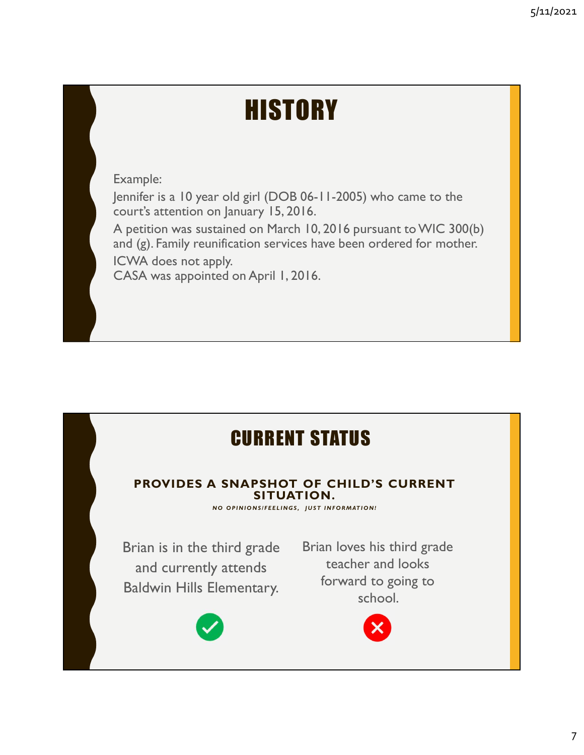# HISTORY

Example:

Jennifer is a 10 year old girl (DOB 06-11-2005) who came to the court's attention on January 15, 2016.

A petition was sustained on March 10, 2016 pursuant to WIC 300(b) and (g). Family reunification services have been ordered for mother.

ICWA does not apply.

CASA was appointed on April 1, 2016.

# CURRENT STATUS

**PROVIDES A SNAPSHOT OF CHILD'S CURRENT SITUATION.**

***NO OPINIONS/FEELINGS, JUST INFORMATION!***

Brian is in the third grade and currently attends Baldwin Hills Elementary. ✓

Brian loves his third grade teacher and looks forward to going to school. ✗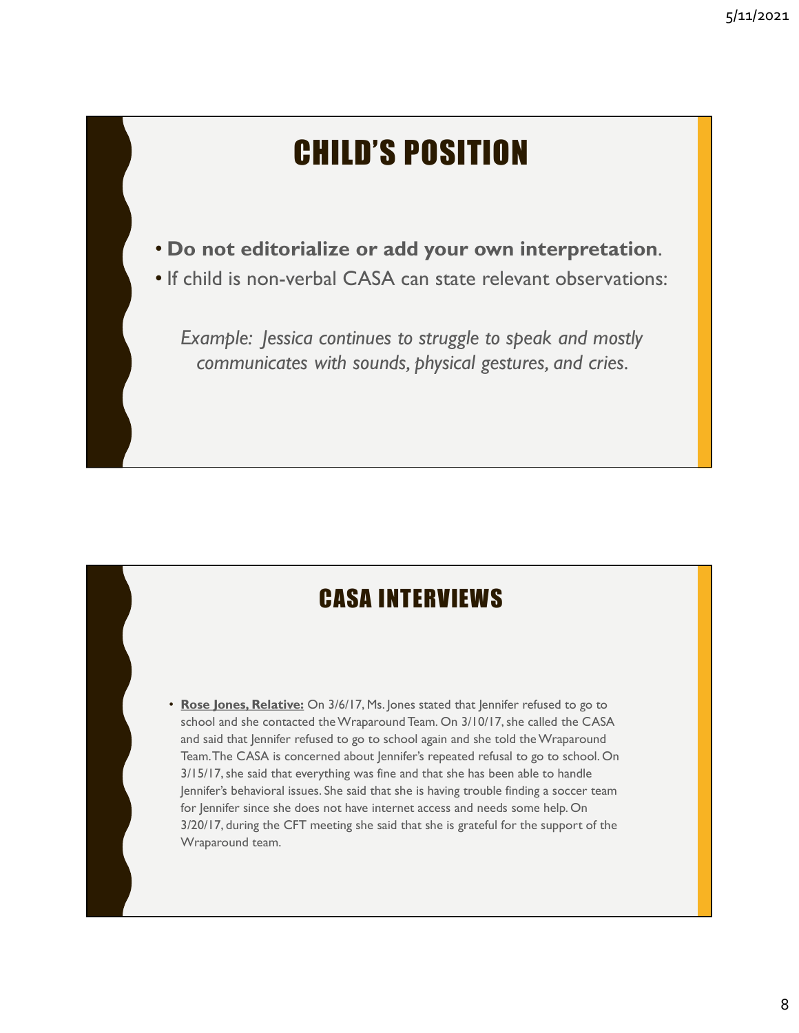# CHILD'S POSITION

- **Do not editorialize or add your own interpretation**.
- If child is non-verbal CASA can state relevant observations:

*Example: Jessica continues to struggle to speak and mostly communicates with sounds, physical gestures, and cries.*

# CASA INTERVIEWS

- **Rose Jones, Relative:** On 3/6/17, Ms. Jones stated that Jennifer refused to go to school and she contacted the Wraparound Team. On 3/10/17, she called the CASA and said that Jennifer refused to go to school again and she told the Wraparound Team. The CASA is concerned about Jennifer's repeated refusal to go to school. On 3/15/17, she said that everything was fine and that she has been able to handle Jennifer's behavioral issues. She said that she is having trouble finding a soccer team for Jennifer since she does not have internet access and needs some help. On 3/20/17, during the CFT meeting she said that she is grateful for the support of the Wraparound team.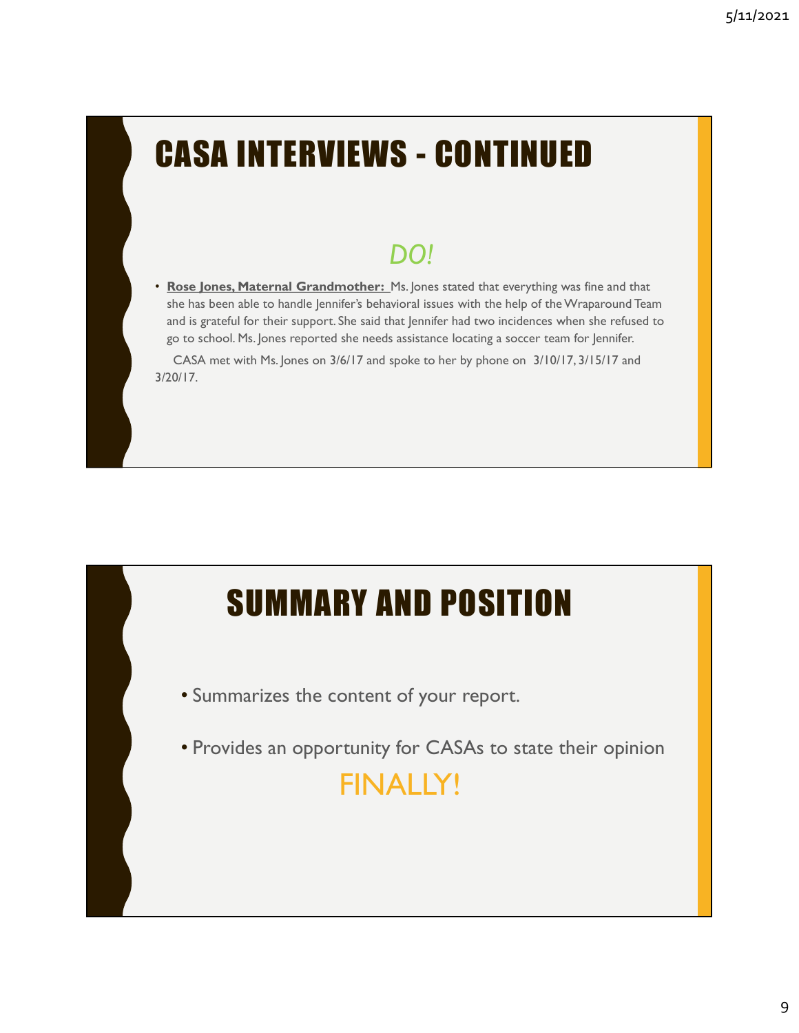# CASA INTERVIEWS - CONTINUED

*DO!*

- **Rose Jones, Maternal Grandmother:** Ms. Jones stated that everything was fine and that she has been able to handle Jennifer's behavioral issues with the help of the Wraparound Team and is grateful for their support. She said that Jennifer had two incidences when she refused to go to school. Ms. Jones reported she needs assistance locating a soccer team for Jennifer.

CASA met with Ms. Jones on 3/6/17 and spoke to her by phone on 3/10/17, 3/15/17 and 3/20/17.

# SUMMARY AND POSITION

- Summarizes the content of your report.
- Provides an opportunity for CASAs to state their opinion

FINALLY!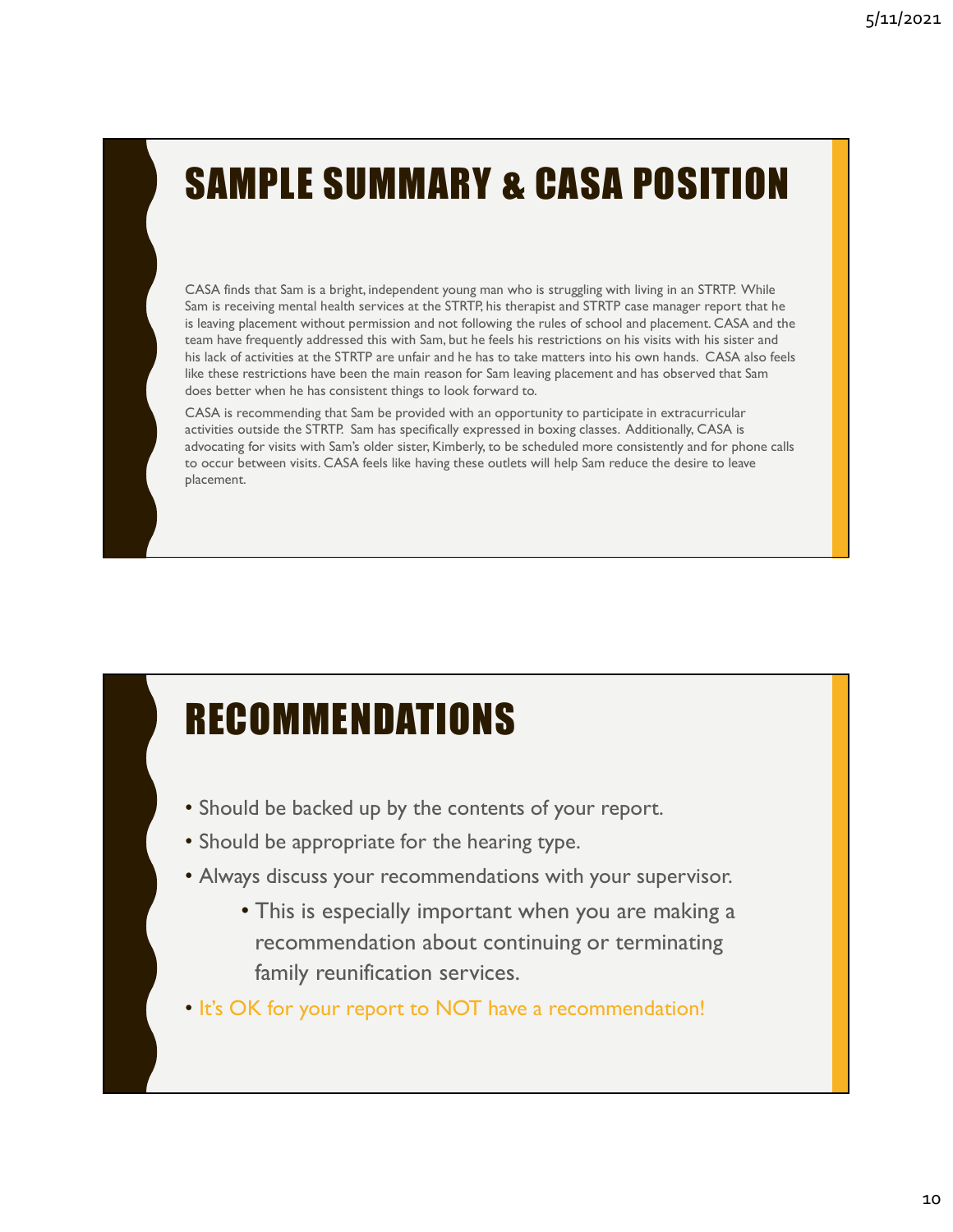# SAMPLE SUMMARY & CASA POSITION

CASA finds that Sam is a bright, independent young man who is struggling with living in an STRTP. While Sam is receiving mental health services at the STRTP, his therapist and STRTP case manager report that he is leaving placement without permission and not following the rules of school and placement. CASA and the team have frequently addressed this with Sam, but he feels his restrictions on his visits with his sister and his lack of activities at the STRTP are unfair and he has to take matters into his own hands. CASA also feels like these restrictions have been the main reason for Sam leaving placement and has observed that Sam does better when he has consistent things to look forward to.

CASA is recommending that Sam be provided with an opportunity to participate in extracurricular activities outside the STRTP. Sam has specifically expressed in boxing classes. Additionally, CASA is advocating for visits with Sam's older sister, Kimberly, to be scheduled more consistently and for phone calls to occur between visits. CASA feels like having these outlets will help Sam reduce the desire to leave placement.

# RECOMMENDATIONS

- Should be backed up by the contents of your report.
- Should be appropriate for the hearing type.
- Always discuss your recommendations with your supervisor.
  - This is especially important when you are making a recommendation about continuing or terminating family reunification services.
- It's OK for your report to NOT have a recommendation!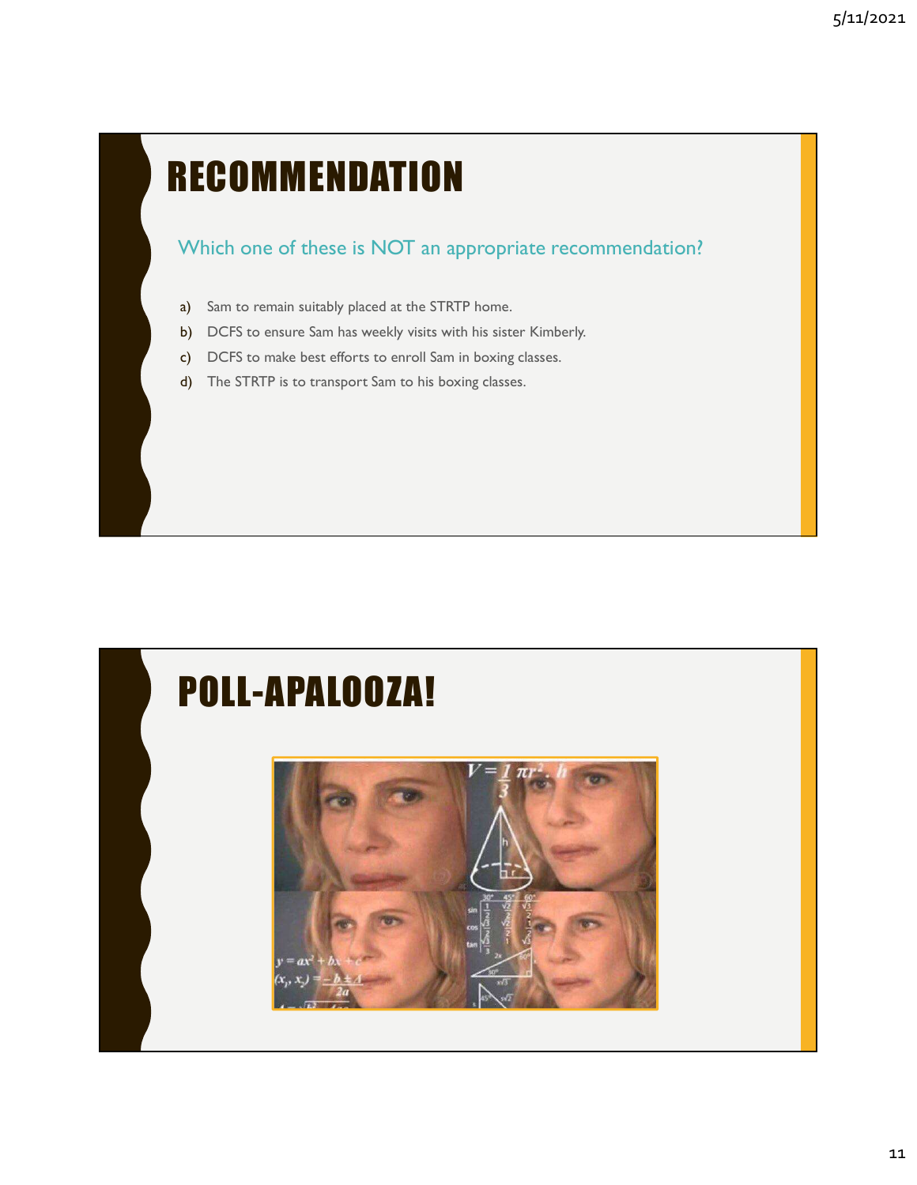# RECOMMENDATION

Which one of these is NOT an appropriate recommendation?

a) Sam to remain suitably placed at the STRTP home.
b) DCFS to ensure Sam has weekly visits with his sister Kimberly.
c) DCFS to make best efforts to enroll Sam in boxing classes.
d) The STRTP is to transport Sam to his boxing classes.

# POLL-APALOOZA!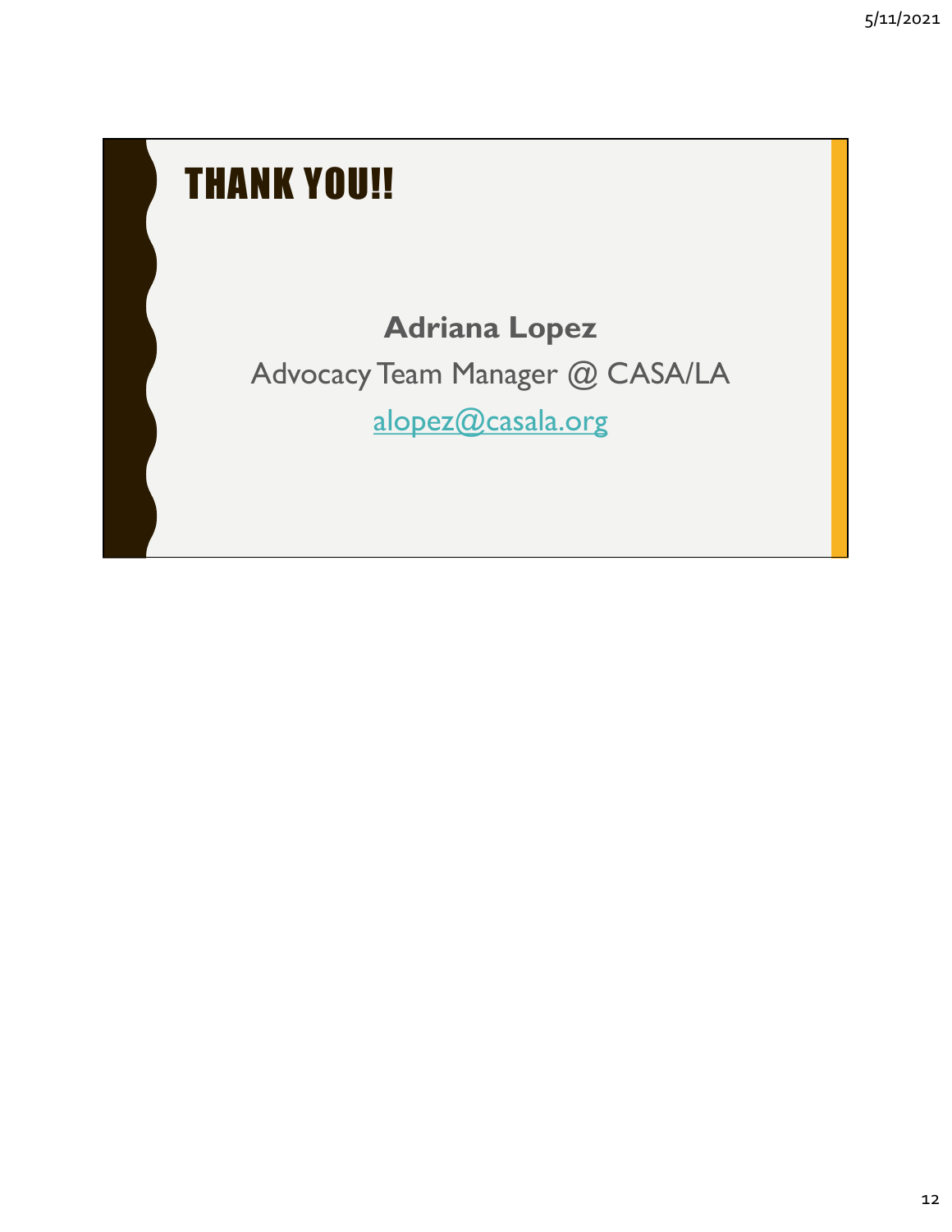# THANK YOU!!

**Adriana Lopez**

Advocacy Team Manager @ CASA/LA

alopez@casala.org